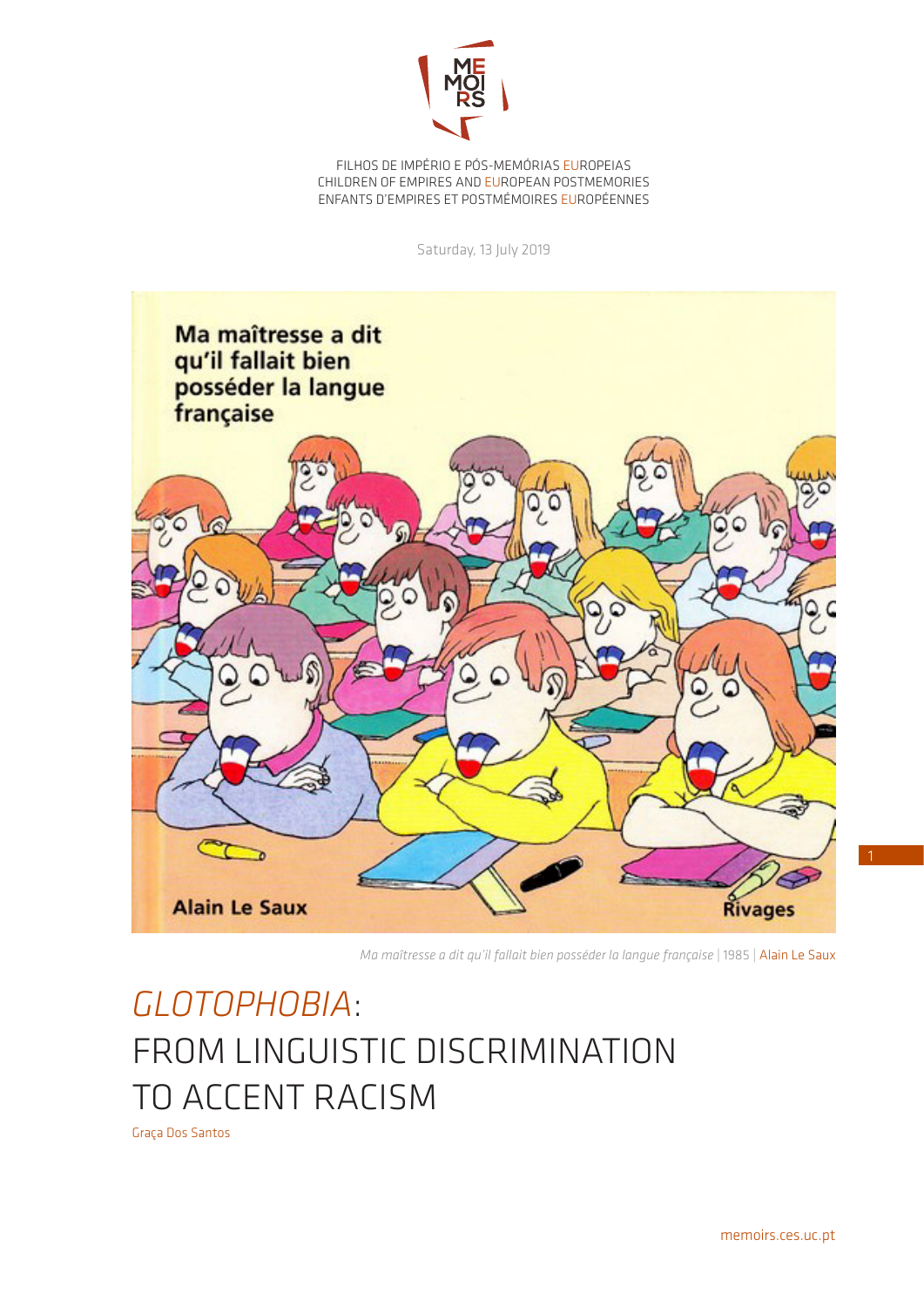FILHOS DE IMPÉRIO E PÓS-MEMÓRIAS EUROPEIAS
CHILDREN OF EMPIRES AND EUROPEAN POSTMEMORIES
ENFANTS D'EMPIRES ET POSTMÉMOIRES EUROPÉENNES

Saturday, 13 July 2019

*Ma maîtresse a dit qu'il fallait bien posséder la langue française* | 1985 | Alain Le Saux

# *GLOTOPHOBIA*: FROM LINGUISTIC DISCRIMINATION TO ACCENT RACISM

Graça Dos Santos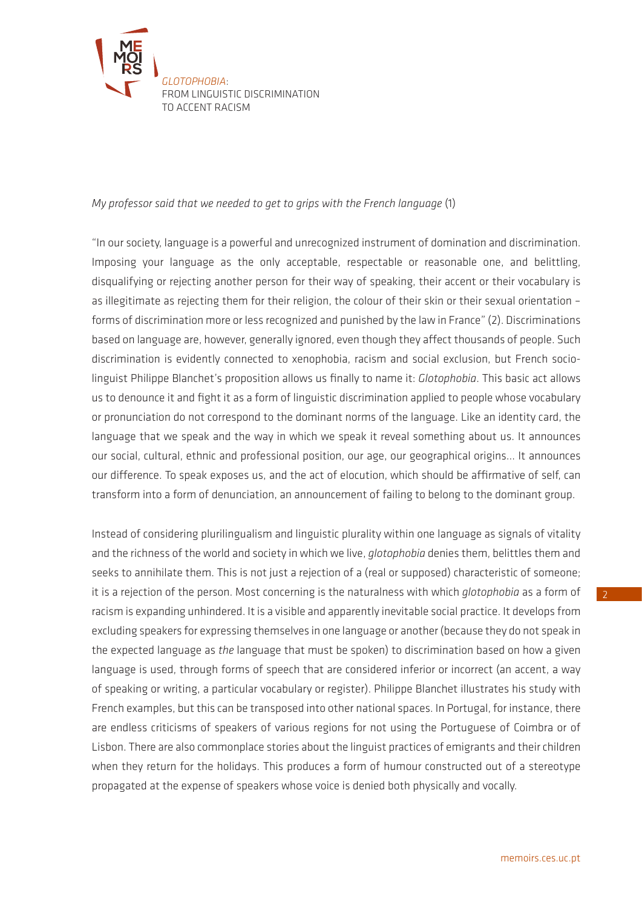*My professor said that we needed to get to grips with the French language* (1)

"In our society, language is a powerful and unrecognized instrument of domination and discrimination. Imposing your language as the only acceptable, respectable or reasonable one, and belittling, disqualifying or rejecting another person for their way of speaking, their accent or their vocabulary is as illegitimate as rejecting them for their religion, the colour of their skin or their sexual orientation – forms of discrimination more or less recognized and punished by the law in France" (2). Discriminations based on language are, however, generally ignored, even though they affect thousands of people. Such discrimination is evidently connected to xenophobia, racism and social exclusion, but French socio-linguist Philippe Blanchet's proposition allows us finally to name it: *Glotophobia*. This basic act allows us to denounce it and fight it as a form of linguistic discrimination applied to people whose vocabulary or pronunciation do not correspond to the dominant norms of the language. Like an identity card, the language that we speak and the way in which we speak it reveal something about us. It announces our social, cultural, ethnic and professional position, our age, our geographical origins… It announces our difference. To speak exposes us, and the act of elocution, which should be affirmative of self, can transform into a form of denunciation, an announcement of failing to belong to the dominant group.

Instead of considering plurilingualism and linguistic plurality within one language as signals of vitality and the richness of the world and society in which we live, *glotophobia* denies them, belittles them and seeks to annihilate them. This is not just a rejection of a (real or supposed) characteristic of someone; it is a rejection of the person. Most concerning is the naturalness with which *glotophobia* as a form of racism is expanding unhindered. It is a visible and apparently inevitable social practice. It develops from excluding speakers for expressing themselves in one language or another (because they do not speak in the expected language as *the* language that must be spoken) to discrimination based on how a given language is used, through forms of speech that are considered inferior or incorrect (an accent, a way of speaking or writing, a particular vocabulary or register). Philippe Blanchet illustrates his study with French examples, but this can be transposed into other national spaces. In Portugal, for instance, there are endless criticisms of speakers of various regions for not using the Portuguese of Coimbra or of Lisbon. There are also commonplace stories about the linguist practices of emigrants and their children when they return for the holidays. This produces a form of humour constructed out of a stereotype propagated at the expense of speakers whose voice is denied both physically and vocally.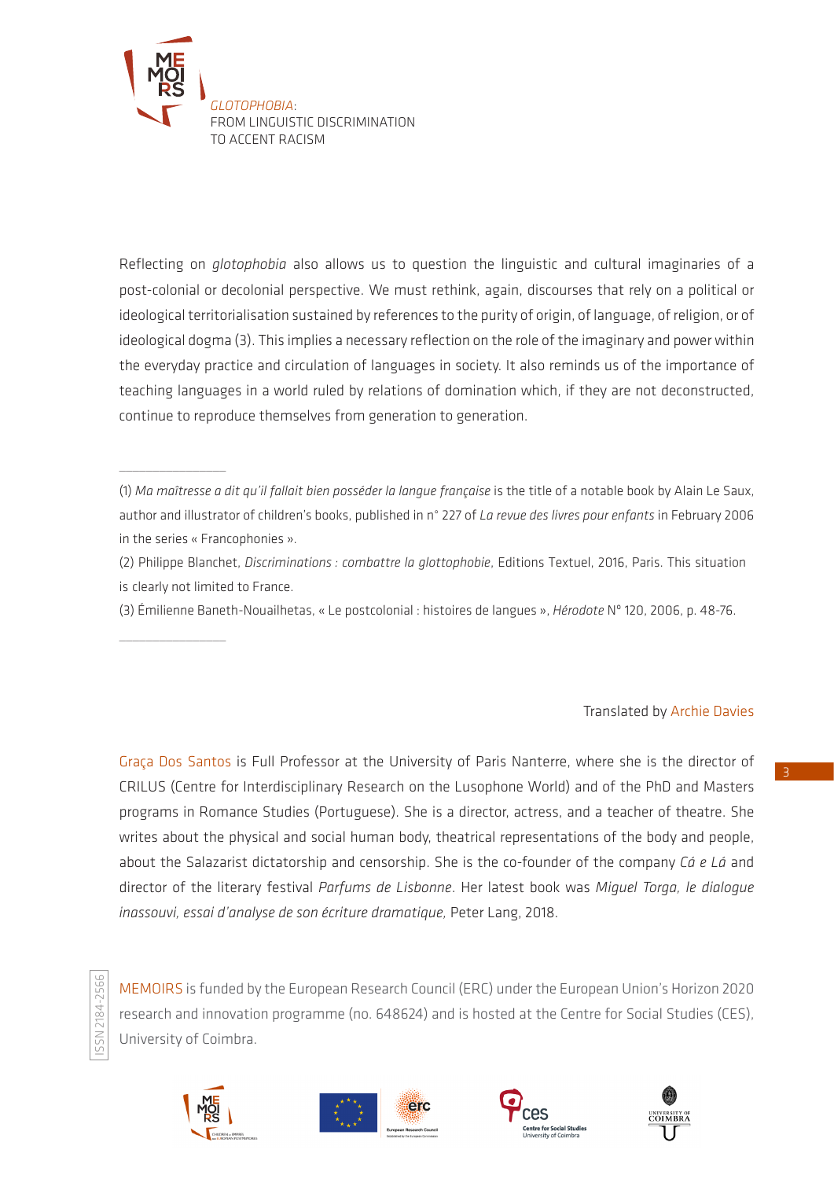Reflecting on *glotophobia* also allows us to question the linguistic and cultural imaginaries of a post-colonial or decolonial perspective. We must rethink, again, discourses that rely on a political or ideological territorialisation sustained by references to the purity of origin, of language, of religion, or of ideological dogma (3). This implies a necessary reflection on the role of the imaginary and power within the everyday practice and circulation of languages in society. It also reminds us of the importance of teaching languages in a world ruled by relations of domination which, if they are not deconstructed, continue to reproduce themselves from generation to generation.

---

(1) *Ma maîtresse a dit qu'il fallait bien posséder la langue française* is the title of a notable book by Alain Le Saux, author and illustrator of children's books, published in n° 227 of *La revue des livres pour enfants* in February 2006 in the series « Francophonies ».

(2) Philippe Blanchet, *Discriminations : combattre la glottophobie*, Editions Textuel, 2016, Paris. This situation is clearly not limited to France.

(3) Émilienne Baneth-Nouailhetas, « Le postcolonial : histoires de langues », *Hérodote* N° 120, 2006, p. 48-76.

---

Translated by Archie Davies

Graça Dos Santos is Full Professor at the University of Paris Nanterre, where she is the director of CRILUS (Centre for Interdisciplinary Research on the Lusophone World) and of the PhD and Masters programs in Romance Studies (Portuguese). She is a director, actress, and a teacher of theatre. She writes about the physical and social human body, theatrical representations of the body and people, about the Salazarist dictatorship and censorship. She is the co-founder of the company *Cá e Lá* and director of the literary festival *Parfums de Lisbonne*. Her latest book was *Miguel Torga, le dialogue inassouvi, essai d'analyse de son écriture dramatique,* Peter Lang, 2018.

MEMOIRS is funded by the European Research Council (ERC) under the European Union's Horizon 2020 research and innovation programme (no. 648624) and is hosted at the Centre for Social Studies (CES), University of Coimbra.